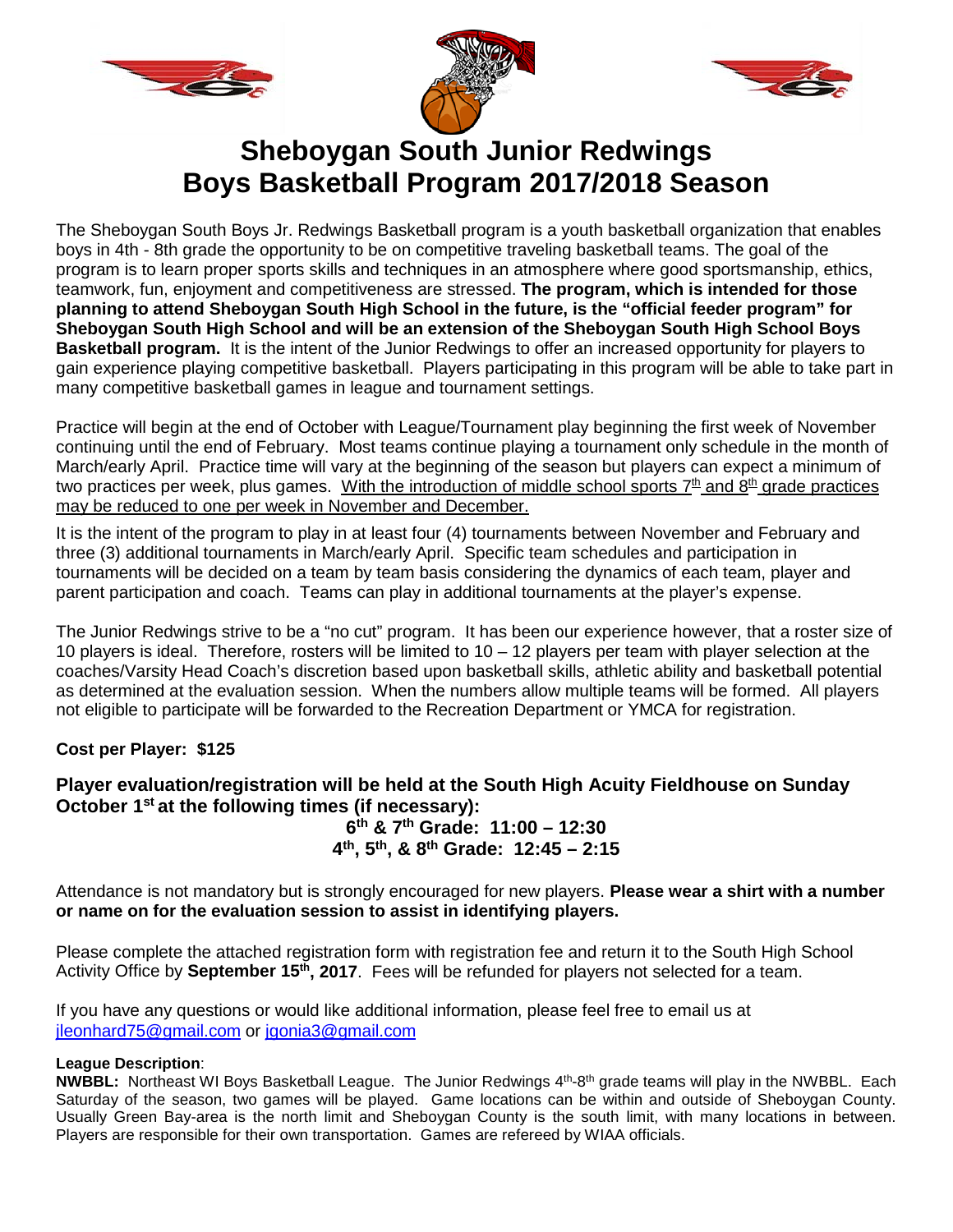# Sheboygan South Junior Redwings
# Boys Basketball Program 2017/2018 Season

The Sheboygan South Boys Jr. Redwings Basketball program is a youth basketball organization that enables boys in 4th - 8th grade the opportunity to be on competitive traveling basketball teams. The goal of the program is to learn proper sports skills and techniques in an atmosphere where good sportsmanship, ethics, teamwork, fun, enjoyment and competitiveness are stressed. **The program, which is intended for those planning to attend Sheboygan South High School in the future, is the "official feeder program" for Sheboygan South High School and will be an extension of the Sheboygan South High School Boys Basketball program.** It is the intent of the Junior Redwings to offer an increased opportunity for players to gain experience playing competitive basketball. Players participating in this program will be able to take part in many competitive basketball games in league and tournament settings.

Practice will begin at the end of October with League/Tournament play beginning the first week of November continuing until the end of February. Most teams continue playing a tournament only schedule in the month of March/early April. Practice time will vary at the beginning of the season but players can expect a minimum of two practices per week, plus games. <u>With the introduction of middle school sports 7th and 8th grade practices may be reduced to one per week in November and December.</u>

It is the intent of the program to play in at least four (4) tournaments between November and February and three (3) additional tournaments in March/early April. Specific team schedules and participation in tournaments will be decided on a team by team basis considering the dynamics of each team, player and parent participation and coach. Teams can play in additional tournaments at the player's expense.

The Junior Redwings strive to be a "no cut" program. It has been our experience however, that a roster size of 10 players is ideal. Therefore, rosters will be limited to 10 – 12 players per team with player selection at the coaches/Varsity Head Coach's discretion based upon basketball skills, athletic ability and basketball potential as determined at the evaluation session. When the numbers allow multiple teams will be formed. All players not eligible to participate will be forwarded to the Recreation Department or YMCA for registration.

**Cost per Player: $125**

**Player evaluation/registration will be held at the South High Acuity Fieldhouse on Sunday October 1st at the following times (if necessary):**

**6th & 7th Grade: 11:00 – 12:30**
**4th, 5th, & 8th Grade: 12:45 – 2:15**

Attendance is not mandatory but is strongly encouraged for new players. **Please wear a shirt with a number or name on for the evaluation session to assist in identifying players.**

Please complete the attached registration form with registration fee and return it to the South High School Activity Office by **September 15th, 2017**. Fees will be refunded for players not selected for a team.

If you have any questions or would like additional information, please feel free to email us at jleonhard75@gmail.com or jgonia3@gmail.com

**League Description**:

**NWBBL:** Northeast WI Boys Basketball League. The Junior Redwings 4th-8th grade teams will play in the NWBBL. Each Saturday of the season, two games will be played. Game locations can be within and outside of Sheboygan County. Usually Green Bay-area is the north limit and Sheboygan County is the south limit, with many locations in between. Players are responsible for their own transportation. Games are refereed by WIAA officials.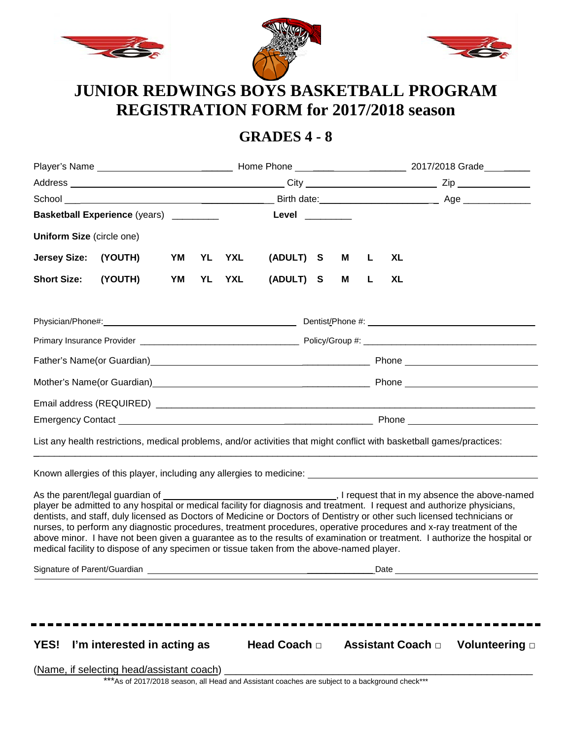# JUNIOR REDWINGS BOYS BASKETBALL PROGRAM
# REGISTRATION FORM for 2017/2018 season

## GRADES 4 - 8

Player's Name ______________________ Home Phone ______________ 2017/2018 Grade________

Address ______________________________________ City ______________________ Zip ____________

School ______________________________ Birth date:____________________ Age ____________

**Basketball Experience** (years) ________ **Level** ________

**Uniform Size** (circle one)

**Jersey Size:** **(YOUTH)** **YM** **YL** **YXL** **(ADULT)** **S** **M** **L** **XL**

**Short Size:** **(YOUTH)** **YM** **YL** **YXL** **(ADULT)** **S** **M** **L** **XL**

Physician/Phone#:________________________________ Dentist/Phone #: ____________________________

Primary Insurance Provider ____________________________ Policy/Group #: ______________________________

Father's Name(or Guardian)____________________________________ Phone ______________________

Mother's Name(or Guardian)____________________________________ Phone ______________________

Email address (REQUIRED) ______________________________________________________________

Emergency Contact ____________________________________________ Phone ______________________

List any health restrictions, medical problems, and/or activities that might conflict with basketball games/practices:
______________________________________________________________________________________

Known allergies of this player, including any allergies to medicine: __________________________________

As the parent/legal guardian of ______________________________, I request that in my absence the above-named player be admitted to any hospital or medical facility for diagnosis and treatment. I request and authorize physicians, dentists, and staff, duly licensed as Doctors of Medicine or Doctors of Dentistry or other such licensed technicians or nurses, to perform any diagnostic procedures, treatment procedures, operative procedures and x-ray treatment of the above minor. I have not been given a guarantee as to the results of examination or treatment. I authorize the hospital or medical facility to dispose of any specimen or tissue taken from the above-named player.

Signature of Parent/Guardian ____________________________________ Date ______________________

---

**YES! I'm interested in acting as** **Head Coach □** **Assistant Coach □** **Volunteering □**

(Name, if selecting head/assistant coach) ______________________________________________

***As of 2017/2018 season, all Head and Assistant coaches are subject to a background check***